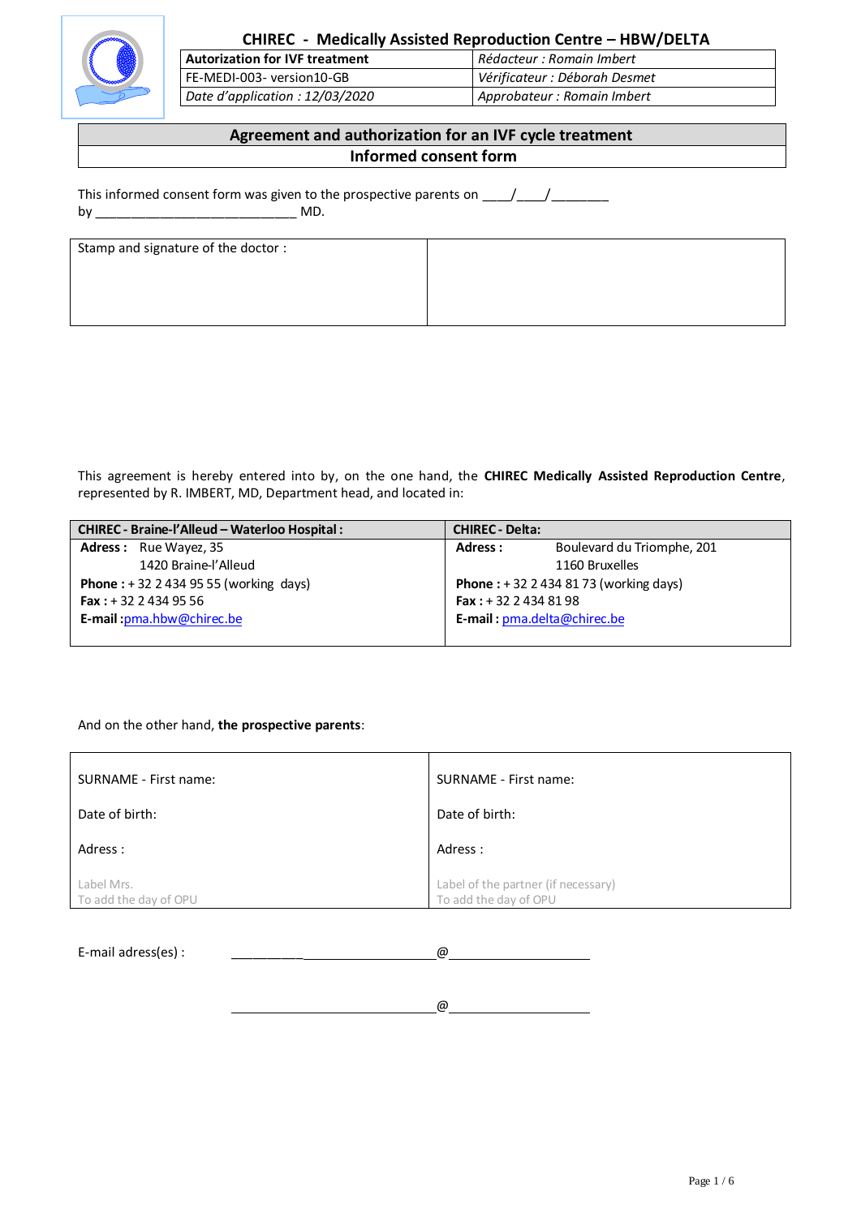**CHIREC - Medically Assisted Reproduction Centre – HBW/DELTA**

| Autorization for IVF treatment | *Rédacteur : Romain Imbert* |
|---|---|
| FE-MEDI-003- version10-GB | *Vérificateur : Déborah Desmet* |
| *Date d'application : 12/03/2020* | *Approbateur : Romain Imbert* |

## Agreement and authorization for an IVF cycle treatment

### Informed consent form

This informed consent form was given to the prospective parents on \_\_\_\_/\_\_\_\_/\_\_\_\_\_\_\_\_
by \_\_\_\_\_\_\_\_\_\_\_\_\_\_\_\_\_\_\_\_\_\_\_\_\_\_\_\_\_\_ MD.

| Stamp and signature of the doctor : | |
|---|---|
| | |

This agreement is hereby entered into by, on the one hand, the **CHIREC Medically Assisted Reproduction Centre**, represented by R. IMBERT, MD, Department head, and located in:

| **CHIREC - Braine-l'Alleud – Waterloo Hospital :** | **CHIREC - Delta:** |
|---|---|
| **Adress :** Rue Wayez, 35<br>1420 Braine-l'Alleud | **Adress :** Boulevard du Triomphe, 201<br>1160 Bruxelles |
| **Phone :** + 32 2 434 95 55 (working days) | **Phone :** + 32 2 434 81 73 (working days) |
| **Fax :** + 32 2 434 95 56 | **Fax :** + 32 2 434 81 98 |
| **E-mail :**pma.hbw@chirec.be | **E-mail :** pma.delta@chirec.be |

And on the other hand, **the prospective parents**:

| SURNAME - First name: | SURNAME - First name: |
|---|---|
| Date of birth: | Date of birth: |
| Adress : | Adress : |
| Label Mrs.<br>To add the day of OPU | Label of the partner (if necessary)<br>To add the day of OPU |

E-mail adress(es) : \_\_\_\_\_\_\_\_\_\_\_\_\_\_\_\_\_\_\_\_\_\_\_\_\_\_\_\_\_\_@\_\_\_\_\_\_\_\_\_\_\_\_\_\_\_\_\_\_\_\_

\_\_\_\_\_\_\_\_\_\_\_\_\_\_\_\_\_\_\_\_\_\_\_\_\_\_\_\_\_\_@\_\_\_\_\_\_\_\_\_\_\_\_\_\_\_\_\_\_\_\_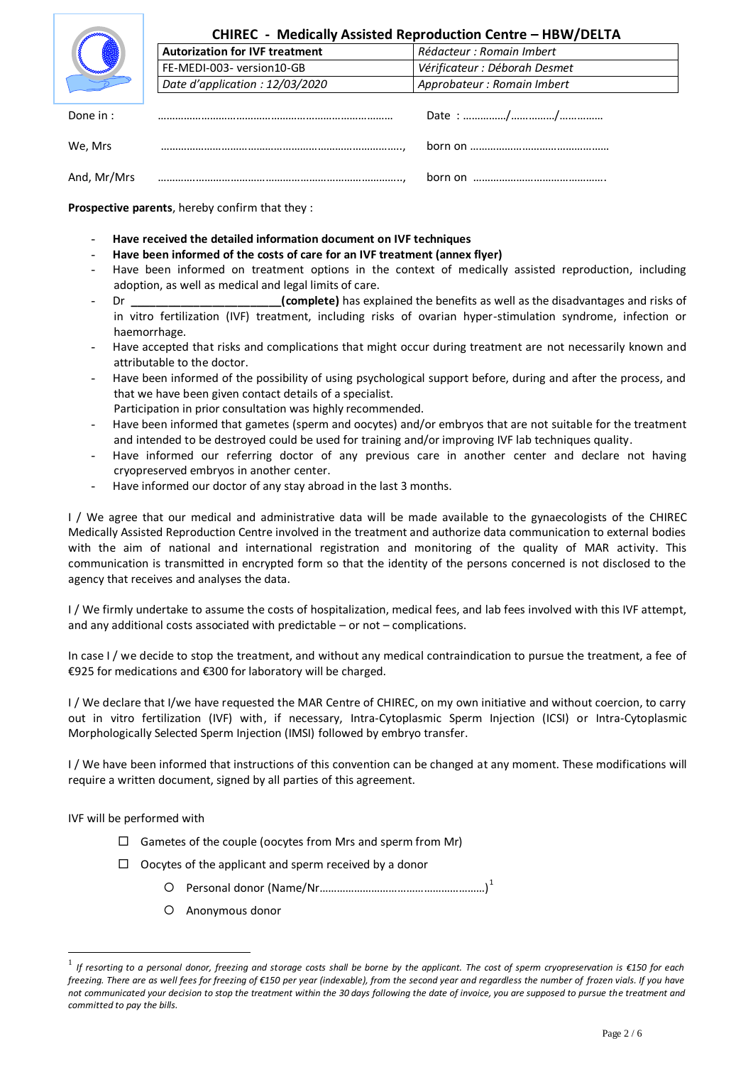# CHIREC - Medically Assisted Reproduction Centre – HBW/DELTA

| Autorization for IVF treatment | *Rédacteur : Romain Imbert* |
|---|---|
| FE-MEDI-003- version10-GB | *Vérificateur : Déborah Desmet* |
| *Date d'application : 12/03/2020* | *Approbateur : Romain Imbert* |

Done in : ……………………………………………………………………… Date : ……………/……………/……………

We, Mrs ………………………………………………………………………………, born on ……………………………………………

And, Mr/Mrs ………………………………………………………………………………, born on ……………………………………….

**Prospective parents**, hereby confirm that they :

- **Have received the detailed information document on IVF techniques**
- **Have been informed of the costs of care for an IVF treatment (annex flyer)**
- Have been informed on treatment options in the context of medically assisted reproduction, including adoption, as well as medical and legal limits of care.
- Dr ________________________**(complete)** has explained the benefits as well as the disadvantages and risks of in vitro fertilization (IVF) treatment, including risks of ovarian hyper-stimulation syndrome, infection or haemorrhage.
- Have accepted that risks and complications that might occur during treatment are not necessarily known and attributable to the doctor.
- Have been informed of the possibility of using psychological support before, during and after the process, and that we have been given contact details of a specialist.
  Participation in prior consultation was highly recommended.
- Have been informed that gametes (sperm and oocytes) and/or embryos that are not suitable for the treatment and intended to be destroyed could be used for training and/or improving IVF lab techniques quality.
- Have informed our referring doctor of any previous care in another center and declare not having cryopreserved embryos in another center.
- Have informed our doctor of any stay abroad in the last 3 months.

I / We agree that our medical and administrative data will be made available to the gynaecologists of the CHIREC Medically Assisted Reproduction Centre involved in the treatment and authorize data communication to external bodies with the aim of national and international registration and monitoring of the quality of MAR activity. This communication is transmitted in encrypted form so that the identity of the persons concerned is not disclosed to the agency that receives and analyses the data.

I / We firmly undertake to assume the costs of hospitalization, medical fees, and lab fees involved with this IVF attempt, and any additional costs associated with predictable – or not – complications.

In case I / we decide to stop the treatment, and without any medical contraindication to pursue the treatment, a fee of €925 for medications and €300 for laboratory will be charged.

I / We declare that I/we have requested the MAR Centre of CHIREC, on my own initiative and without coercion, to carry out in vitro fertilization (IVF) with, if necessary, Intra-Cytoplasmic Sperm Injection (ICSI) or Intra-Cytoplasmic Morphologically Selected Sperm Injection (IMSI) followed by embryo transfer.

I / We have been informed that instructions of this convention can be changed at any moment. These modifications will require a written document, signed by all parties of this agreement.

IVF will be performed with

- ☐ Gametes of the couple (oocytes from Mrs and sperm from Mr)
- ☐ Oocytes of the applicant and sperm received by a donor
  - ○ Personal donor (Name/Nr…………………………………………………)[1]
  - ○ Anonymous donor

---

[1] *If resorting to a personal donor, freezing and storage costs shall be borne by the applicant. The cost of sperm cryopreservation is €150 for each freezing. There are as well fees for freezing of €150 per year (indexable), from the second year and regardless the number of frozen vials. If you have not communicated your decision to stop the treatment within the 30 days following the date of invoice, you are supposed to pursue the treatment and committed to pay the bills.*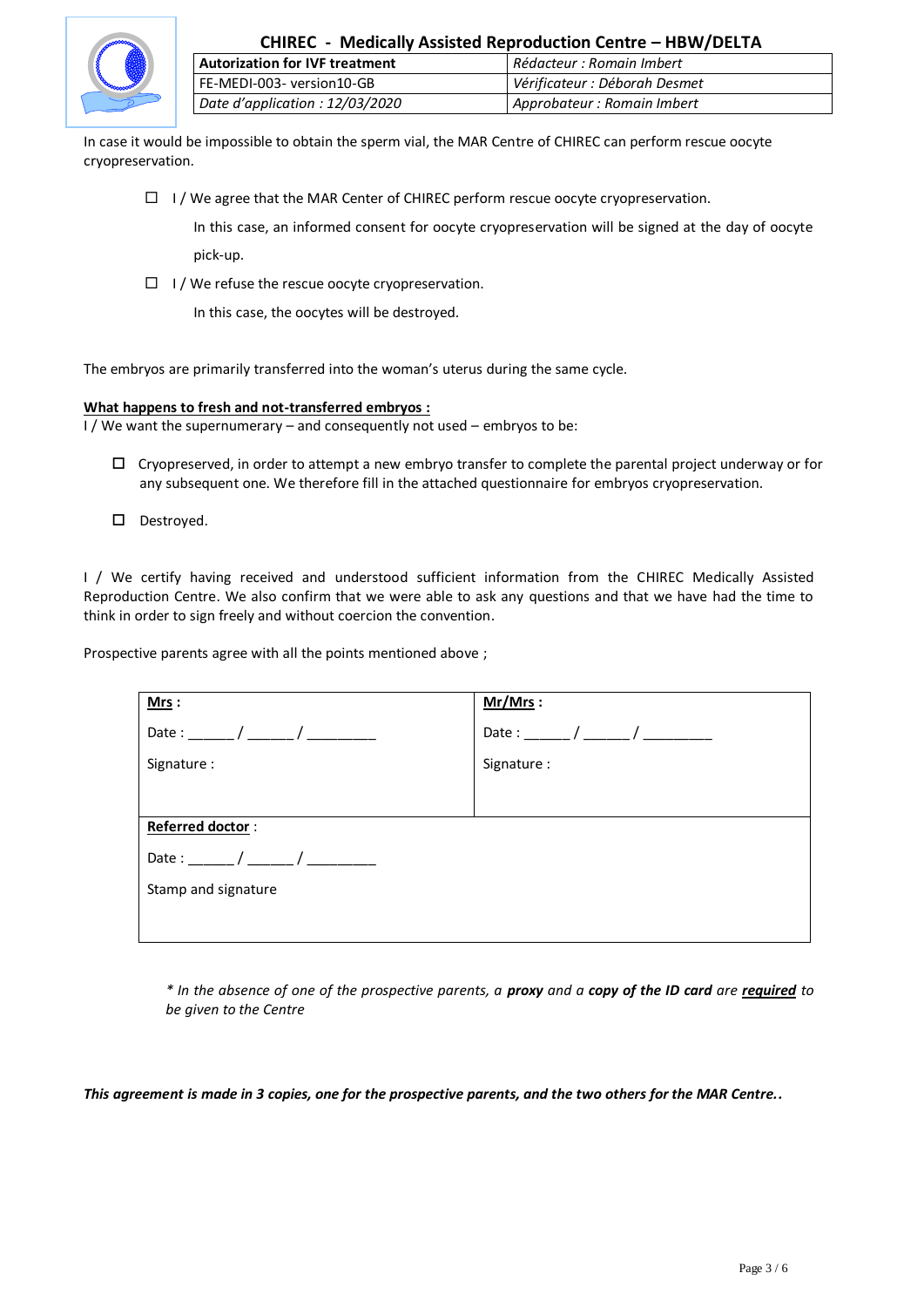In case it would be impossible to obtain the sperm vial, the MAR Centre of CHIREC can perform rescue oocyte cryopreservation.

- ☐ I / We agree that the MAR Center of CHIREC perform rescue oocyte cryopreservation.

  In this case, an informed consent for oocyte cryopreservation will be signed at the day of oocyte pick-up.

- ☐ I / We refuse the rescue oocyte cryopreservation.

  In this case, the oocytes will be destroyed.

The embryos are primarily transferred into the woman's uterus during the same cycle.

**What happens to fresh and not-transferred embryos :**

I / We want the supernumerary – and consequently not used – embryos to be:

- ☐ Cryopreserved, in order to attempt a new embryo transfer to complete the parental project underway or for any subsequent one. We therefore fill in the attached questionnaire for embryos cryopreservation.

- ☐ Destroyed.

I / We certify having received and understood sufficient information from the CHIREC Medically Assisted Reproduction Centre. We also confirm that we were able to ask any questions and that we have had the time to think in order to sign freely and without coercion the convention.

Prospective parents agree with all the points mentioned above ;

| **Mrs** :<br>Date : ______ / ______ / _________<br>Signature : | **Mr/Mrs** :<br>Date : ______ / ______ / _________<br>Signature : |
|---|---|
| **Referred doctor** :<br>Date : ______ / ______ / _________<br>Stamp and signature | |

*\* In the absence of one of the prospective parents, a **proxy** and a **copy of the ID card** are **required** to be given to the Centre*

***This agreement is made in 3 copies, one for the prospective parents, and the two others for the MAR Centre..***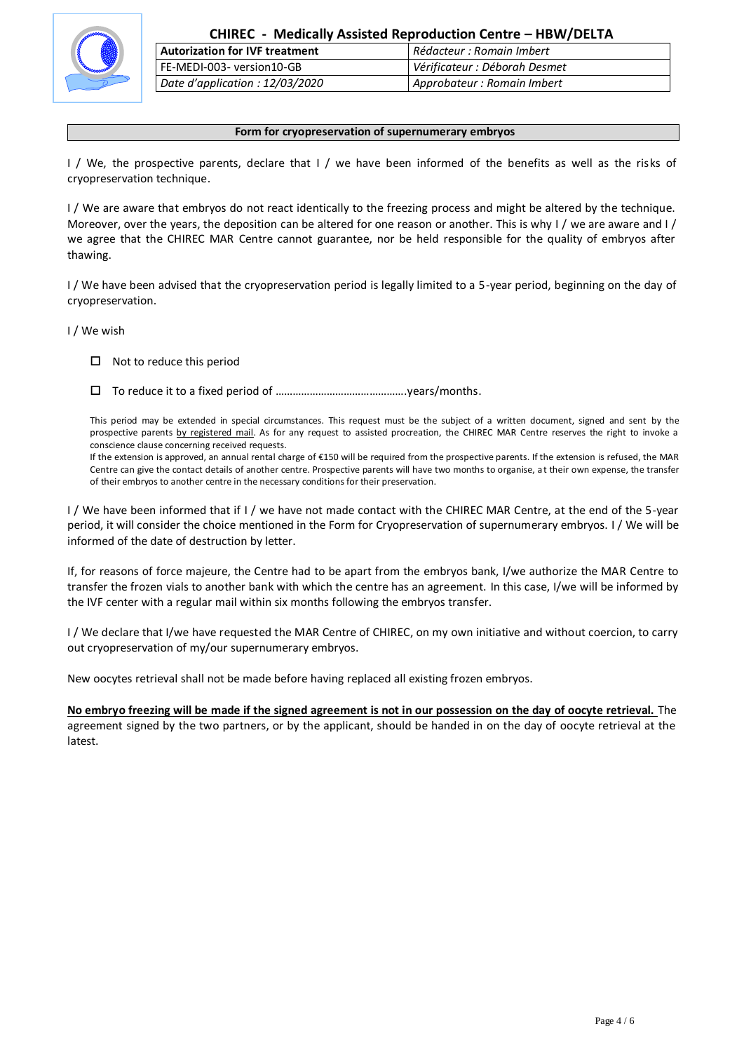**Form for cryopreservation of supernumerary embryos**

I / We, the prospective parents, declare that I / we have been informed of the benefits as well as the risks of cryopreservation technique.

I / We are aware that embryos do not react identically to the freezing process and might be altered by the technique. Moreover, over the years, the deposition can be altered for one reason or another. This is why I / we are aware and I / we agree that the CHIREC MAR Centre cannot guarantee, nor be held responsible for the quality of embryos after thawing.

I / We have been advised that the cryopreservation period is legally limited to a 5-year period, beginning on the day of cryopreservation.

I / We wish

- ☐ Not to reduce this period
- ☐ To reduce it to a fixed period of ………………………………………..years/months.

This period may be extended in special circumstances. This request must be the subject of a written document, signed and sent by the prospective parents by registered mail. As for any request to assisted procreation, the CHIREC MAR Centre reserves the right to invoke a conscience clause concerning received requests.
If the extension is approved, an annual rental charge of €150 will be required from the prospective parents. If the extension is refused, the MAR Centre can give the contact details of another centre. Prospective parents will have two months to organise, at their own expense, the transfer of their embryos to another centre in the necessary conditions for their preservation.

I / We have been informed that if I / we have not made contact with the CHIREC MAR Centre, at the end of the 5-year period, it will consider the choice mentioned in the Form for Cryopreservation of supernumerary embryos. I / We will be informed of the date of destruction by letter.

If, for reasons of force majeure, the Centre had to be apart from the embryos bank, I/we authorize the MAR Centre to transfer the frozen vials to another bank with which the centre has an agreement. In this case, I/we will be informed by the IVF center with a regular mail within six months following the embryos transfer.

I / We declare that I/we have requested the MAR Centre of CHIREC, on my own initiative and without coercion, to carry out cryopreservation of my/our supernumerary embryos.

New oocytes retrieval shall not be made before having replaced all existing frozen embryos.

**No embryo freezing will be made if the signed agreement is not in our possession on the day of oocyte retrieval.** The agreement signed by the two partners, or by the applicant, should be handed in on the day of oocyte retrieval at the latest.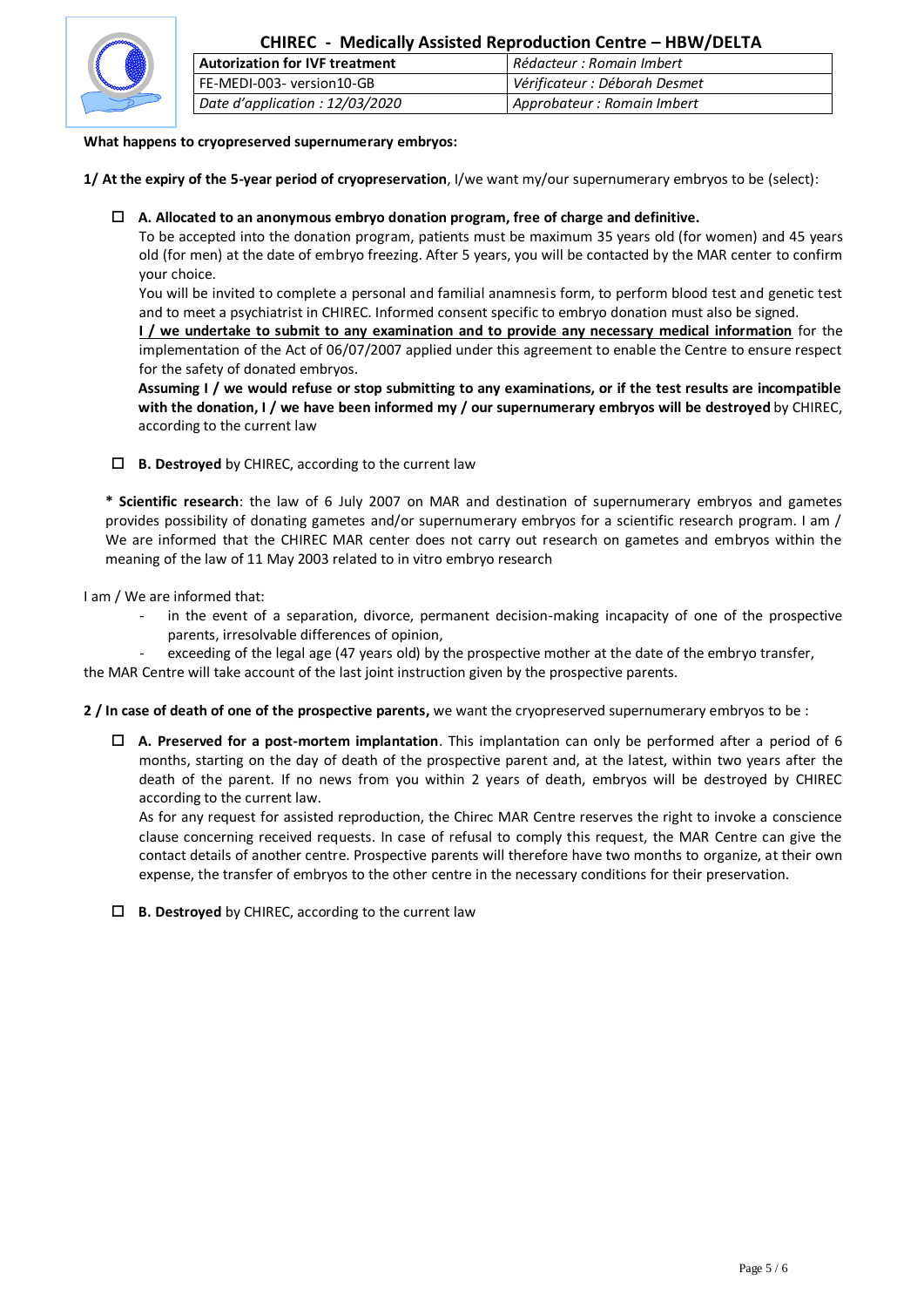**What happens to cryopreserved supernumerary embryos:**

**1/ At the expiry of the 5-year period of cryopreservation**, I/we want my/our supernumerary embryos to be (select):

- ☐ **A. Allocated to an anonymous embryo donation program, free of charge and definitive.**

  To be accepted into the donation program, patients must be maximum 35 years old (for women) and 45 years old (for men) at the date of embryo freezing. After 5 years, you will be contacted by the MAR center to confirm your choice.

  You will be invited to complete a personal and familial anamnesis form, to perform blood test and genetic test and to meet a psychiatrist in CHIREC. Informed consent specific to embryo donation must also be signed.

  <u>**I / we undertake to submit to any examination and to provide any necessary medical information**</u> for the implementation of the Act of 06/07/2007 applied under this agreement to enable the Centre to ensure respect for the safety of donated embryos.

  **Assuming I / we would refuse or stop submitting to any examinations, or if the test results are incompatible with the donation, I / we have been informed my / our supernumerary embryos will be destroyed** by CHIREC, according to the current law

- ☐ **B. Destroyed** by CHIREC, according to the current law

**\* Scientific research**: the law of 6 July 2007 on MAR and destination of supernumerary embryos and gametes provides possibility of donating gametes and/or supernumerary embryos for a scientific research program. I am / We are informed that the CHIREC MAR center does not carry out research on gametes and embryos within the meaning of the law of 11 May 2003 related to in vitro embryo research

I am / We are informed that:

- in the event of a separation, divorce, permanent decision-making incapacity of one of the prospective parents, irresolvable differences of opinion,
- exceeding of the legal age (47 years old) by the prospective mother at the date of the embryo transfer,

the MAR Centre will take account of the last joint instruction given by the prospective parents.

**2 / In case of death of one of the prospective parents,** we want the cryopreserved supernumerary embryos to be :

- ☐ **A. Preserved for a post-mortem implantation**. This implantation can only be performed after a period of 6 months, starting on the day of death of the prospective parent and, at the latest, within two years after the death of the parent. If no news from you within 2 years of death, embryos will be destroyed by CHIREC according to the current law.

  As for any request for assisted reproduction, the Chirec MAR Centre reserves the right to invoke a conscience clause concerning received requests. In case of refusal to comply this request, the MAR Centre can give the contact details of another centre. Prospective parents will therefore have two months to organize, at their own expense, the transfer of embryos to the other centre in the necessary conditions for their preservation.

- ☐ **B. Destroyed** by CHIREC, according to the current law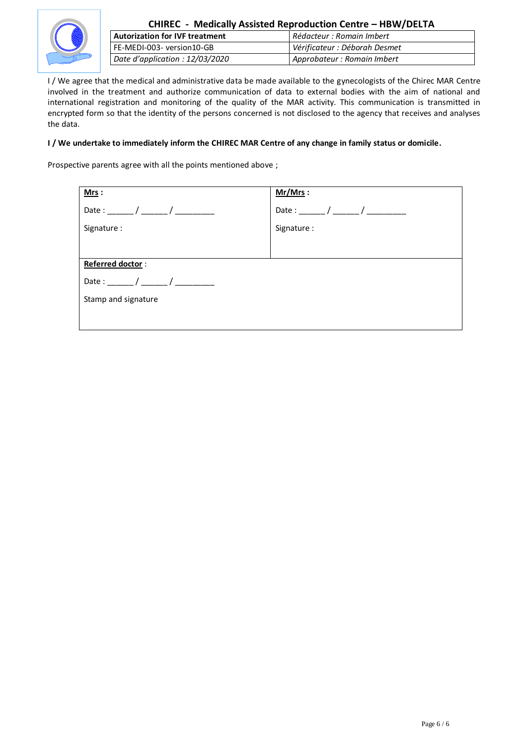I / We agree that the medical and administrative data be made available to the gynecologists of the Chirec MAR Centre involved in the treatment and authorize communication of data to external bodies with the aim of national and international registration and monitoring of the quality of the MAR activity. This communication is transmitted in encrypted form so that the identity of the persons concerned is not disclosed to the agency that receives and analyses the data.

**I / We undertake to immediately inform the CHIREC MAR Centre of any change in family status or domicile.**

Prospective parents agree with all the points mentioned above ;

| | |
|---|---|
| **Mrs** :<br>Date : ______ / ______ / _________<br>Signature : | **Mr/Mrs** :<br>Date : ______ / ______ / _________<br>Signature : |
| **Referred doctor** :<br>Date : ______ / ______ / _________<br>Stamp and signature | |